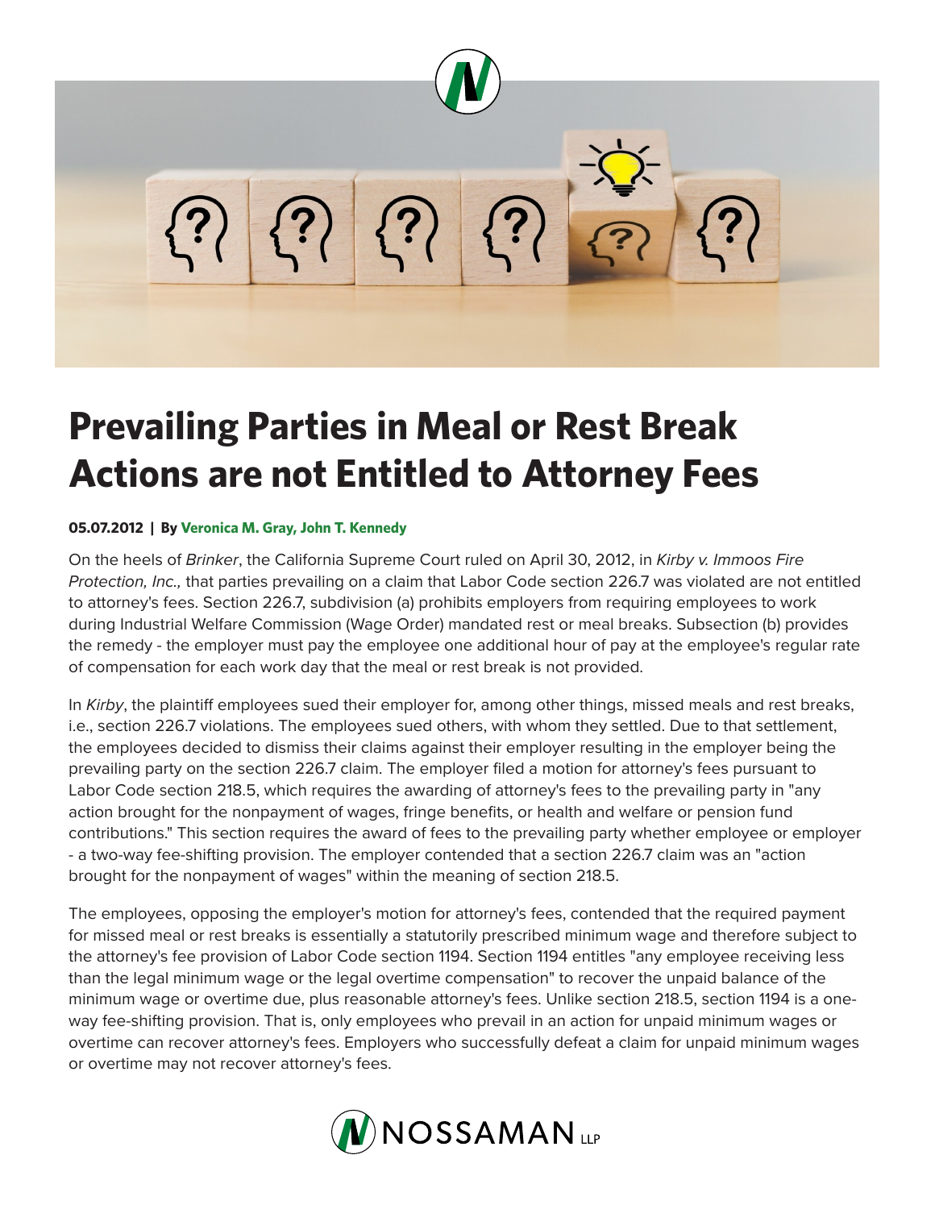# Prevailing Parties in Meal or Rest Break Actions are not Entitled to Attorney Fees

**05.07.2012 | By Veronica M. Gray, John T. Kennedy**

On the heels of *Brinker*, the California Supreme Court ruled on April 30, 2012, in *Kirby v. Immoos Fire Protection, Inc.,* that parties prevailing on a claim that Labor Code section 226.7 was violated are not entitled to attorney's fees. Section 226.7, subdivision (a) prohibits employers from requiring employees to work during Industrial Welfare Commission (Wage Order) mandated rest or meal breaks. Subsection (b) provides the remedy - the employer must pay the employee one additional hour of pay at the employee's regular rate of compensation for each work day that the meal or rest break is not provided.

In *Kirby*, the plaintiff employees sued their employer for, among other things, missed meals and rest breaks, i.e., section 226.7 violations. The employees sued others, with whom they settled. Due to that settlement, the employees decided to dismiss their claims against their employer resulting in the employer being the prevailing party on the section 226.7 claim. The employer filed a motion for attorney's fees pursuant to Labor Code section 218.5, which requires the awarding of attorney's fees to the prevailing party in "any action brought for the nonpayment of wages, fringe benefits, or health and welfare or pension fund contributions." This section requires the award of fees to the prevailing party whether employee or employer - a two-way fee-shifting provision. The employer contended that a section 226.7 claim was an "action brought for the nonpayment of wages" within the meaning of section 218.5.

The employees, opposing the employer's motion for attorney's fees, contended that the required payment for missed meal or rest breaks is essentially a statutorily prescribed minimum wage and therefore subject to the attorney's fee provision of Labor Code section 1194. Section 1194 entitles "any employee receiving less than the legal minimum wage or the legal overtime compensation" to recover the unpaid balance of the minimum wage or overtime due, plus reasonable attorney's fees. Unlike section 218.5, section 1194 is a one-way fee-shifting provision. That is, only employees who prevail in an action for unpaid minimum wages or overtime can recover attorney's fees. Employers who successfully defeat a claim for unpaid minimum wages or overtime may not recover attorney's fees.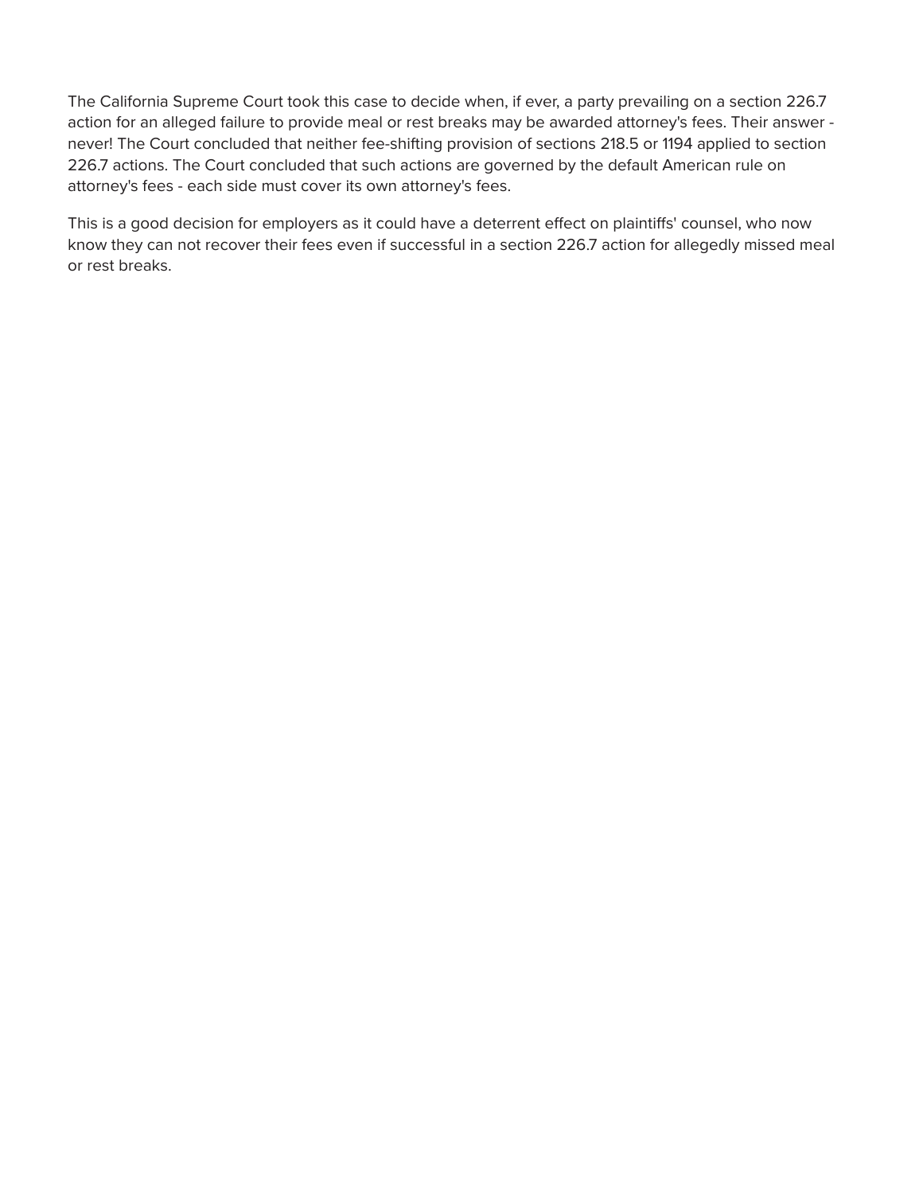The California Supreme Court took this case to decide when, if ever, a party prevailing on a section 226.7 action for an alleged failure to provide meal or rest breaks may be awarded attorney's fees. Their answer - never! The Court concluded that neither fee-shifting provision of sections 218.5 or 1194 applied to section 226.7 actions. The Court concluded that such actions are governed by the default American rule on attorney's fees - each side must cover its own attorney's fees.

This is a good decision for employers as it could have a deterrent effect on plaintiffs' counsel, who now know they can not recover their fees even if successful in a section 226.7 action for allegedly missed meal or rest breaks.